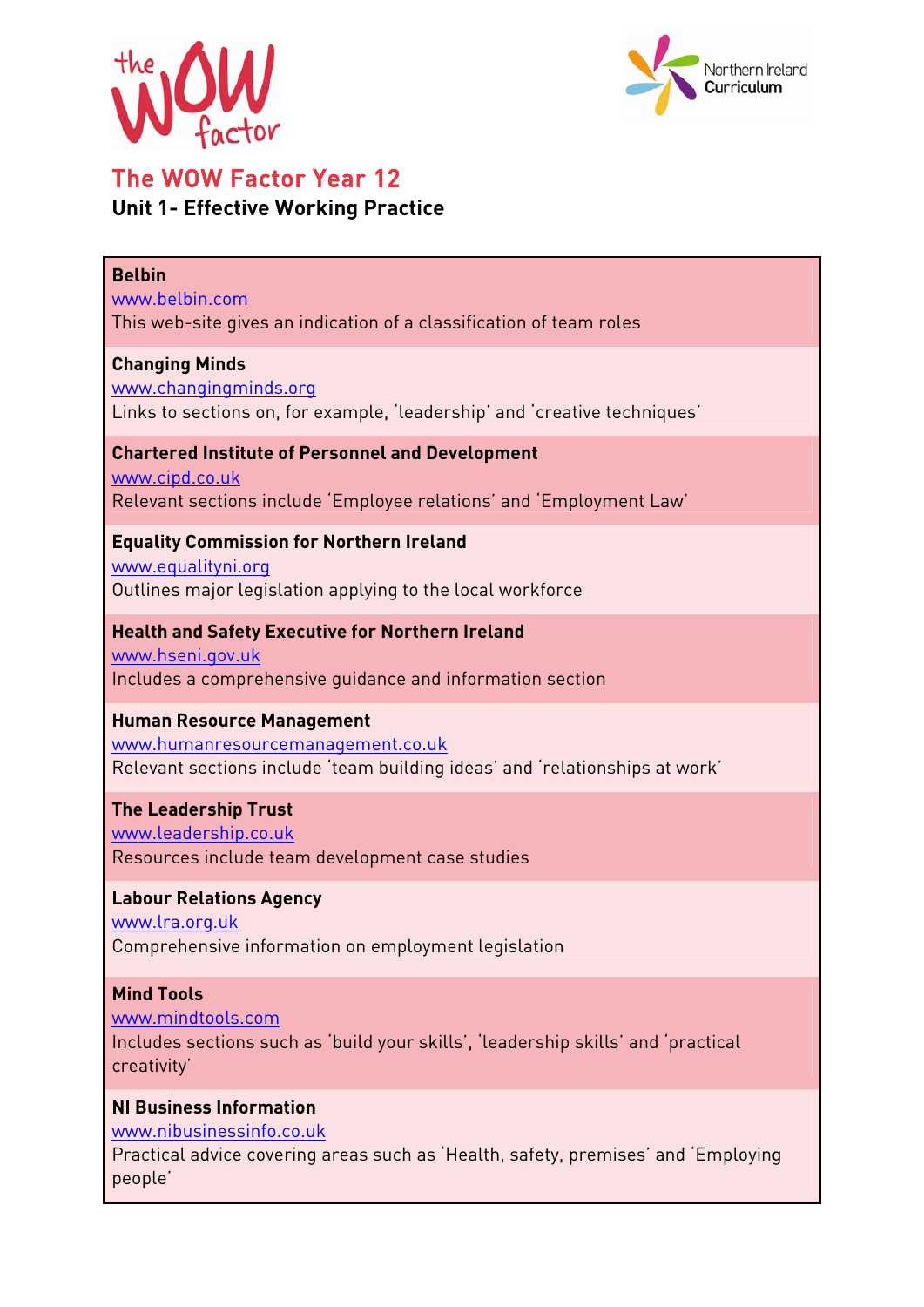# The WOW Factor Year 12

## Unit 1- Effective Working Practice

**Belbin**
www.belbin.com
This web-site gives an indication of a classification of team roles

**Changing Minds**
www.changingminds.org
Links to sections on, for example, 'leadership' and 'creative techniques'

**Chartered Institute of Personnel and Development**
www.cipd.co.uk
Relevant sections include 'Employee relations' and 'Employment Law'

**Equality Commission for Northern Ireland**
www.equalityni.org
Outlines major legislation applying to the local workforce

**Health and Safety Executive for Northern Ireland**
www.hseni.gov.uk
Includes a comprehensive guidance and information section

**Human Resource Management**
www.humanresourcemanagement.co.uk
Relevant sections include 'team building ideas' and 'relationships at work'

**The Leadership Trust**
www.leadership.co.uk
Resources include team development case studies

**Labour Relations Agency**
www.lra.org.uk
Comprehensive information on employment legislation

**Mind Tools**
www.mindtools.com
Includes sections such as 'build your skills', 'leadership skills' and 'practical creativity'

**NI Business Information**
www.nibusinessinfo.co.uk
Practical advice covering areas such as 'Health, safety, premises' and 'Employing people'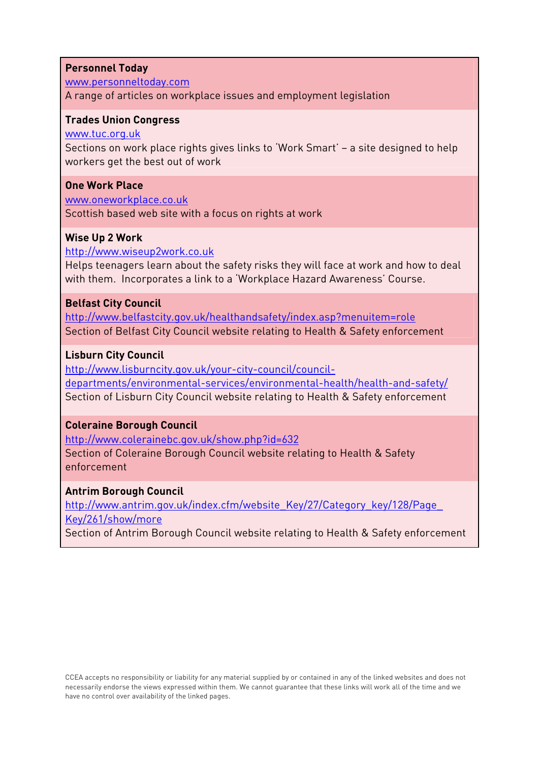**Personnel Today**

[www.personneltoday.com](http://www.personneltoday.com)

A range of articles on workplace issues and employment legislation

**Trades Union Congress**

[www.tuc.org.uk](http://www.tuc.org.uk)

Sections on work place rights gives links to 'Work Smart' – a site designed to help workers get the best out of work

**One Work Place**

[www.oneworkplace.co.uk](http://www.oneworkplace.co.uk)

Scottish based web site with a focus on rights at work

**Wise Up 2 Work**

http://www.wiseup2work.co.uk

Helps teenagers learn about the safety risks they will face at work and how to deal with them. Incorporates a link to a 'Workplace Hazard Awareness' Course.

**Belfast City Council**

http://www.belfastcity.gov.uk/healthandsafety/index.asp?menuitem=role

Section of Belfast City Council website relating to Health & Safety enforcement

**Lisburn City Council**

http://www.lisburncity.gov.uk/your-city-council/council-departments/environmental-services/environmental-health/health-and-safety/

Section of Lisburn City Council website relating to Health & Safety enforcement

**Coleraine Borough Council**

http://www.colerainebc.gov.uk/show.php?id=632

Section of Coleraine Borough Council website relating to Health & Safety enforcement

**Antrim Borough Council**

http://www.antrim.gov.uk/index.cfm/website_Key/27/Category_key/128/Page_Key/261/show/more

Section of Antrim Borough Council website relating to Health & Safety enforcement

CCEA accepts no responsibility or liability for any material supplied by or contained in any of the linked websites and does not necessarily endorse the views expressed within them. We cannot guarantee that these links will work all of the time and we have no control over availability of the linked pages.